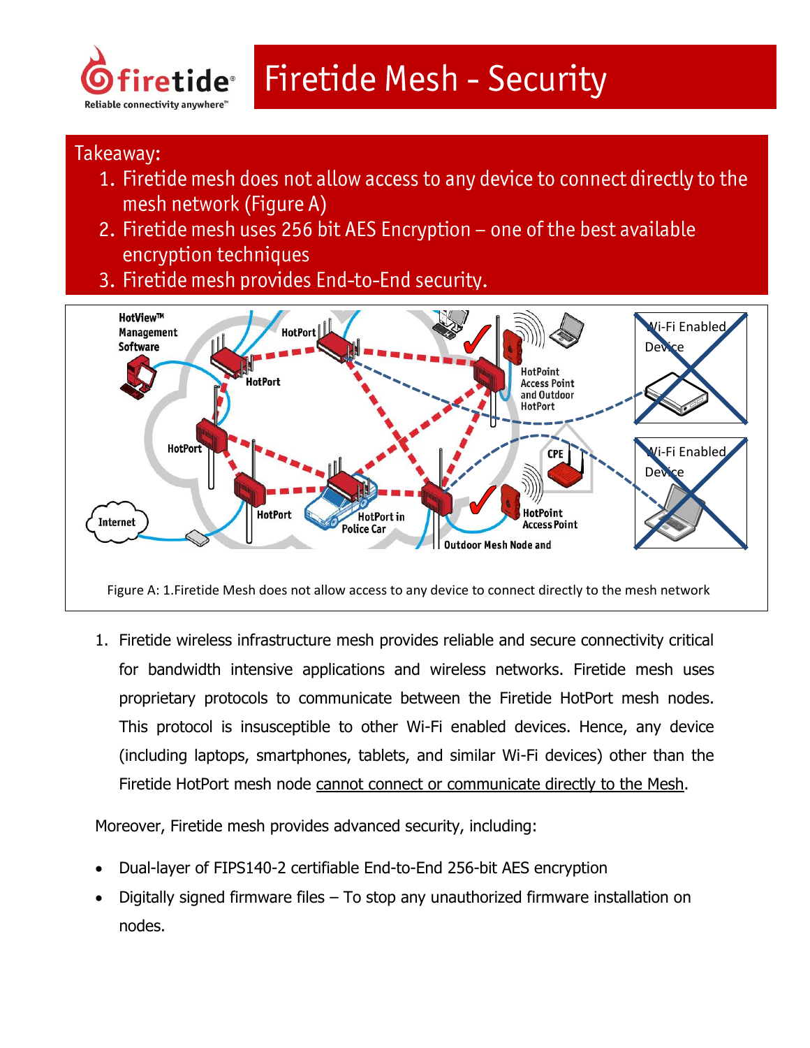# Firetide Mesh - Security

Takeaway:

1. Firetide mesh does not allow access to any device to connect directly to the mesh network (Figure A)
2. Firetide mesh uses 256 bit AES Encryption – one of the best available encryption techniques
3. Firetide mesh provides End-to-End security.

Figure A: 1.Firetide Mesh does not allow access to any device to connect directly to the mesh network

1. Firetide wireless infrastructure mesh provides reliable and secure connectivity critical for bandwidth intensive applications and wireless networks. Firetide mesh uses proprietary protocols to communicate between the Firetide HotPort mesh nodes. This protocol is insusceptible to other Wi-Fi enabled devices. Hence, any device (including laptops, smartphones, tablets, and similar Wi-Fi devices) other than the Firetide HotPort mesh node cannot connect or communicate directly to the Mesh.

Moreover, Firetide mesh provides advanced security, including:

- Dual-layer of FIPS140-2 certifiable End-to-End 256-bit AES encryption
- Digitally signed firmware files – To stop any unauthorized firmware installation on nodes.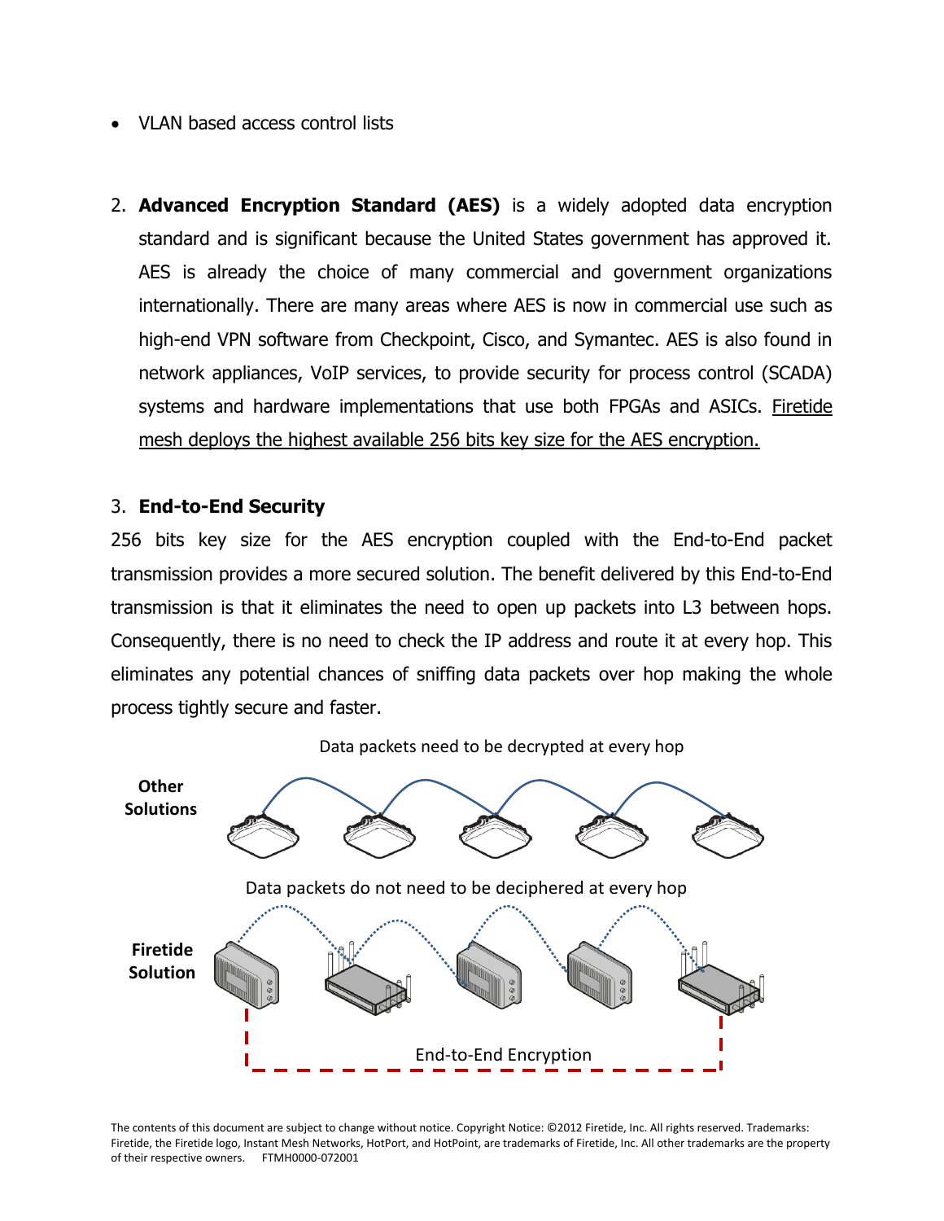- VLAN based access control lists

2. **Advanced Encryption Standard (AES)** is a widely adopted data encryption standard and is significant because the United States government has approved it. AES is already the choice of many commercial and government organizations internationally. There are many areas where AES is now in commercial use such as high-end VPN software from Checkpoint, Cisco, and Symantec. AES is also found in network appliances, VoIP services, to provide security for process control (SCADA) systems and hardware implementations that use both FPGAs and ASICs. <u>Firetide mesh deploys the highest available 256 bits key size for the AES encryption.</u>

3. **End-to-End Security**

256 bits key size for the AES encryption coupled with the End-to-End packet transmission provides a more secured solution. The benefit delivered by this End-to-End transmission is that it eliminates the need to open up packets into L3 between hops. Consequently, there is no need to check the IP address and route it at every hop. This eliminates any potential chances of sniffing data packets over hop making the whole process tightly secure and faster.

Data packets need to be decrypted at every hop

**Other Solutions**

Data packets do not need to be deciphered at every hop

**Firetide Solution**

End-to-End Encryption

The contents of this document are subject to change without notice. Copyright Notice: ©2012 Firetide, Inc. All rights reserved. Trademarks: Firetide, the Firetide logo, Instant Mesh Networks, HotPort, and HotPoint, are trademarks of Firetide, Inc. All other trademarks are the property of their respective owners. FTMH0000-072001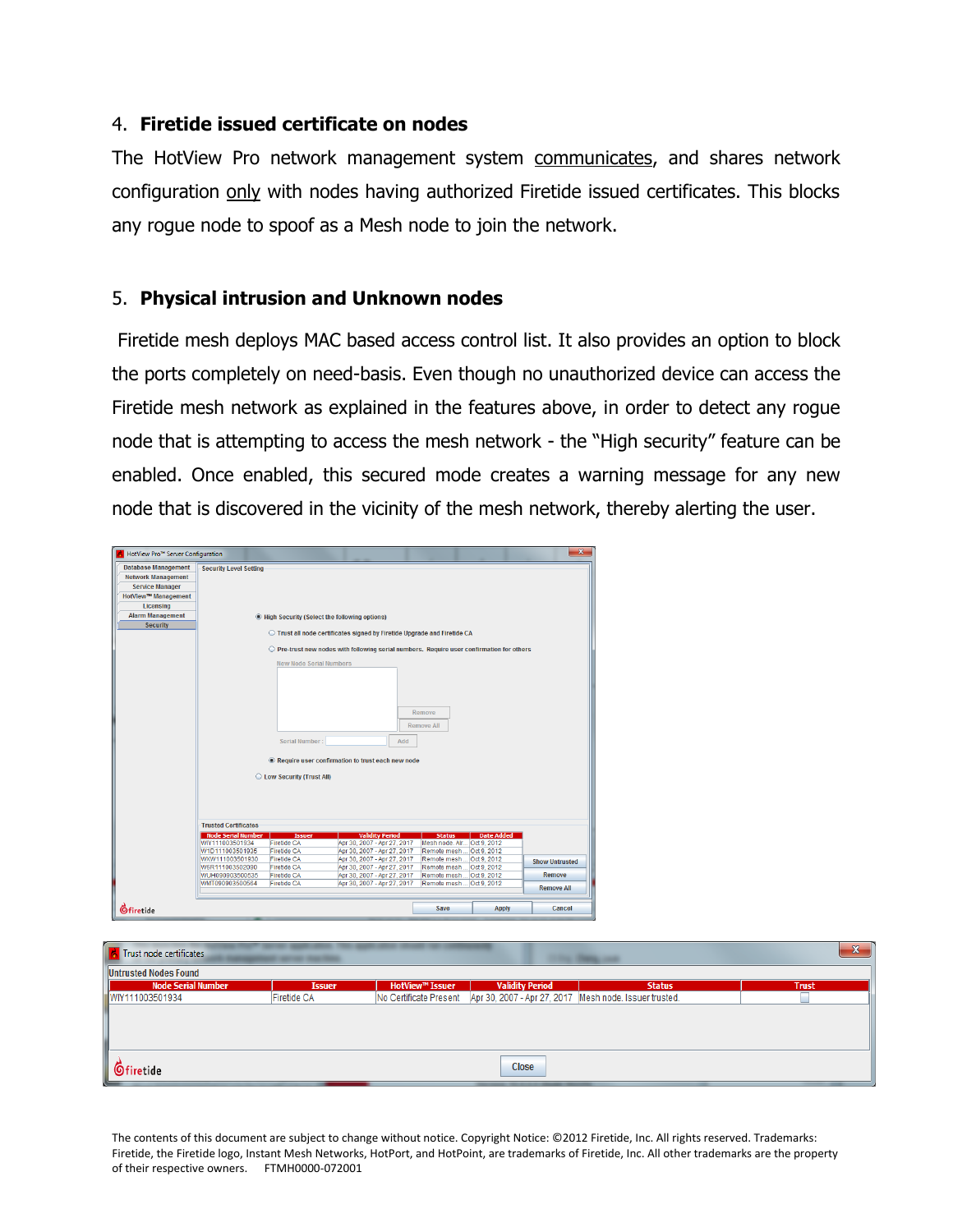4. **Firetide issued certificate on nodes**

The HotView Pro network management system communicates, and shares network configuration only with nodes having authorized Firetide issued certificates. This blocks any rogue node to spoof as a Mesh node to join the network.

5. **Physical intrusion and Unknown nodes**

Firetide mesh deploys MAC based access control list. It also provides an option to block the ports completely on need-basis. Even though no unauthorized device can access the Firetide mesh network as explained in the features above, in order to detect any rogue node that is attempting to access the mesh network - the "High security" feature can be enabled. Once enabled, this secured mode creates a warning message for any new node that is discovered in the vicinity of the mesh network, thereby alerting the user.

HotView Pro™ Server Configuration

Database Management
Network Management
Service Manager
HotView™ Management
Licensing
Alarm Management
Security

Security Level Setting

High Security (Select the following options)

Trust all node certificates signed by Firetide Upgrade and Firetide CA

Pre-trust new nodes with following serial numbers. Require user confirmation for others

New Node Serial Numbers

Remove
Remove All
Serial Number :
Add

Require user confirmation to trust each new node

Low Security (Trust All)

Trusted Certificates

| Node Serial Number | Issuer | Validity Period | Status | Date Added |
|---|---|---|---|---|
| WIY111003501934 | Firetide CA | Apr 30, 2007 - Apr 27, 2017 | Mesh node. Air... | Oct 9, 2012 |
| W1D111003501935 | Firetide CA | Apr 30, 2007 - Apr 27, 2017 | Remote mesh... | Oct 9, 2012 |
| WXW111003501930 | Firetide CA | Apr 30, 2007 - Apr 27, 2017 | Remote mesh... | Oct 9, 2012 |
| W6R111003502080 | Firetide CA | Apr 30, 2007 - Apr 27, 2017 | Remote mesh... | Oct 9, 2012 |
| WUH090803500535 | Firetide CA | Apr 30, 2007 - Apr 27, 2017 | Remote mesh... | Oct 9, 2012 |
| WMT090903500564 | Firetide CA | Apr 30, 2007 - Apr 27, 2017 | Remote mesh... | Oct 9, 2012 |

Show Untrusted
Remove
Remove All

Save
Apply
Cancel

Trust node certificates

Untrusted Nodes Found

| Node Serial Number | Issuer | HotView™ Issuer | Validity Period | Status | Trust |
|---|---|---|---|---|---|
| WIY111003501934 | Firetide CA | No Certificate Present | Apr 30, 2007 - Apr 27, 2017 | Mesh node. Issuer trusted. | ☐ |

Close

The contents of this document are subject to change without notice. Copyright Notice: ©2012 Firetide, Inc. All rights reserved. Trademarks: Firetide, the Firetide logo, Instant Mesh Networks, HotPort, and HotPoint, are trademarks of Firetide, Inc. All other trademarks are the property of their respective owners. FTMH0000-072001